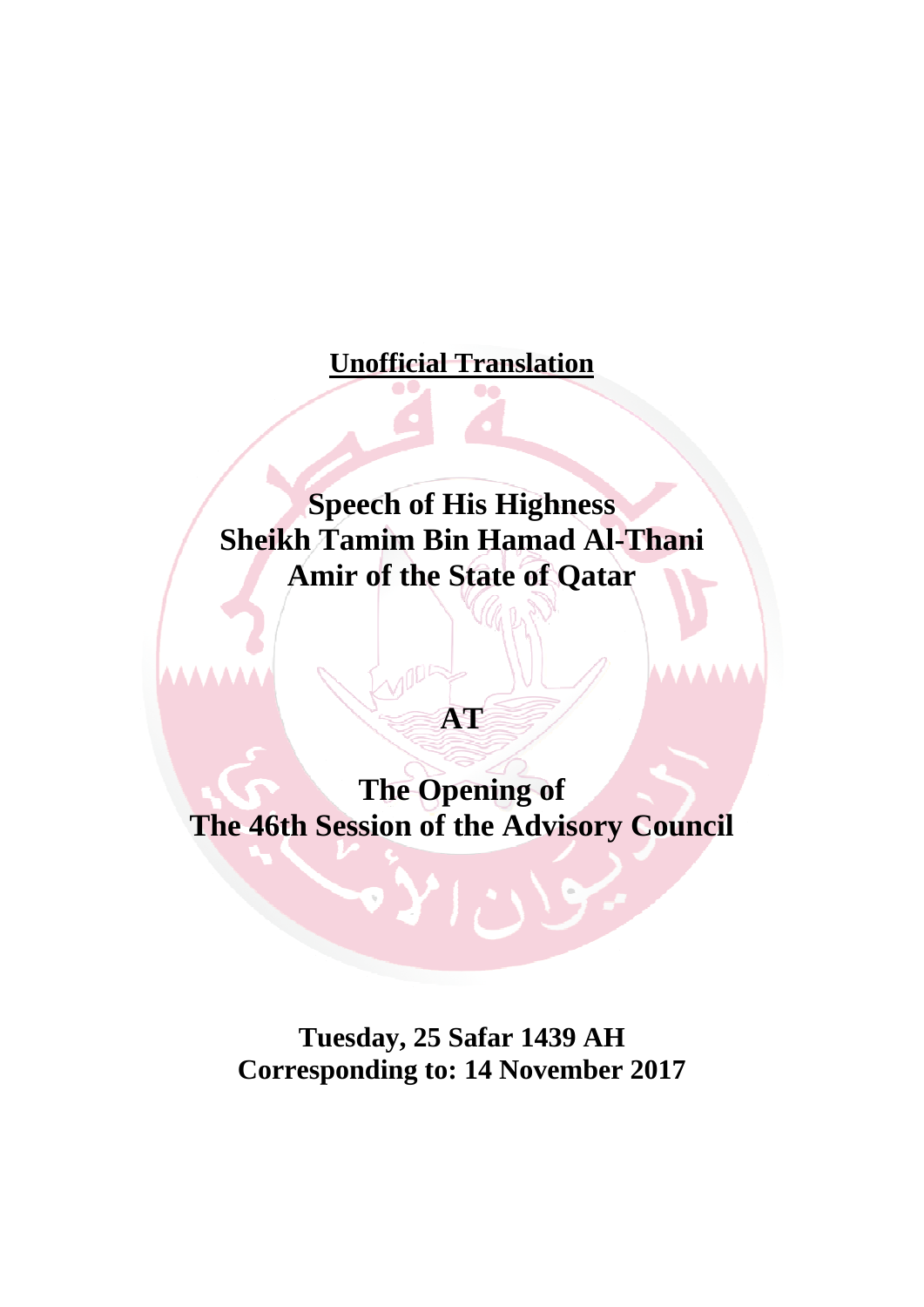**Unofficial Translation**

# Speech of His Highness Sheikh Tamim Bin Hamad Al-Thani Amir of the State of Qatar

## AT

## The Opening of The 46th Session of the Advisory Council

**Tuesday, 25 Safar 1439 AH**
**Corresponding to: 14 November 2017**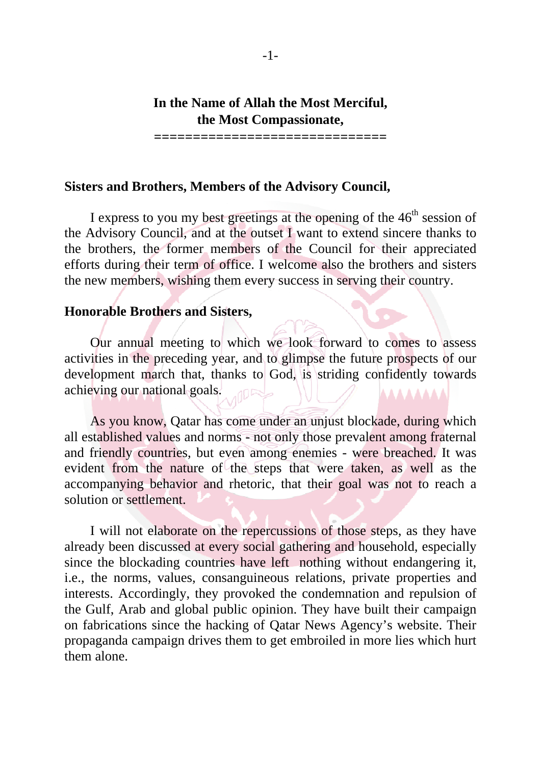**In the Name of Allah the Most Merciful,**
**the Most Compassionate,**

==============================

**Sisters and Brothers, Members of the Advisory Council,**

I express to you my best greetings at the opening of the 46th session of the Advisory Council, and at the outset I want to extend sincere thanks to the brothers, the former members of the Council for their appreciated efforts during their term of office. I welcome also the brothers and sisters the new members, wishing them every success in serving their country.

**Honorable Brothers and Sisters,**

Our annual meeting to which we look forward to comes to assess activities in the preceding year, and to glimpse the future prospects of our development march that, thanks to God, is striding confidently towards achieving our national goals.

As you know, Qatar has come under an unjust blockade, during which all established values and norms - not only those prevalent among fraternal and friendly countries, but even among enemies - were breached. It was evident from the nature of the steps that were taken, as well as the accompanying behavior and rhetoric, that their goal was not to reach a solution or settlement.

I will not elaborate on the repercussions of those steps, as they have already been discussed at every social gathering and household, especially since the blockading countries have left nothing without endangering it, i.e., the norms, values, consanguineous relations, private properties and interests. Accordingly, they provoked the condemnation and repulsion of the Gulf, Arab and global public opinion. They have built their campaign on fabrications since the hacking of Qatar News Agency's website. Their propaganda campaign drives them to get embroiled in more lies which hurt them alone.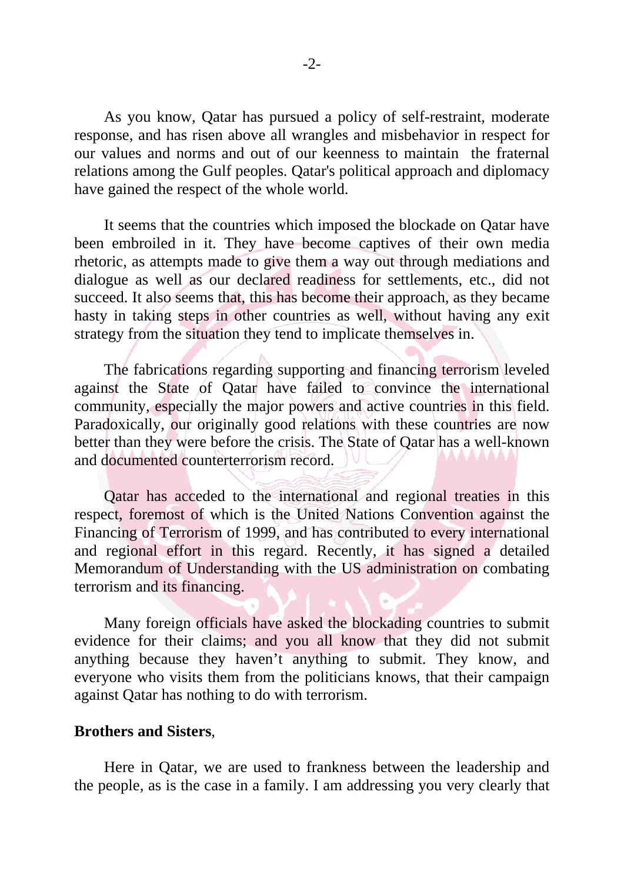As you know, Qatar has pursued a policy of self-restraint, moderate response, and has risen above all wrangles and misbehavior in respect for our values and norms and out of our keenness to maintain the fraternal relations among the Gulf peoples. Qatar's political approach and diplomacy have gained the respect of the whole world.

It seems that the countries which imposed the blockade on Qatar have been embroiled in it. They have become captives of their own media rhetoric, as attempts made to give them a way out through mediations and dialogue as well as our declared readiness for settlements, etc., did not succeed. It also seems that, this has become their approach, as they became hasty in taking steps in other countries as well, without having any exit strategy from the situation they tend to implicate themselves in.

The fabrications regarding supporting and financing terrorism leveled against the State of Qatar have failed to convince the international community, especially the major powers and active countries in this field. Paradoxically, our originally good relations with these countries are now better than they were before the crisis. The State of Qatar has a well-known and documented counterterrorism record.

Qatar has acceded to the international and regional treaties in this respect, foremost of which is the United Nations Convention against the Financing of Terrorism of 1999, and has contributed to every international and regional effort in this regard. Recently, it has signed a detailed Memorandum of Understanding with the US administration on combating terrorism and its financing.

Many foreign officials have asked the blockading countries to submit evidence for their claims; and you all know that they did not submit anything because they haven't anything to submit. They know, and everyone who visits them from the politicians knows, that their campaign against Qatar has nothing to do with terrorism.

**Brothers and Sisters**,

Here in Qatar, we are used to frankness between the leadership and the people, as is the case in a family. I am addressing you very clearly that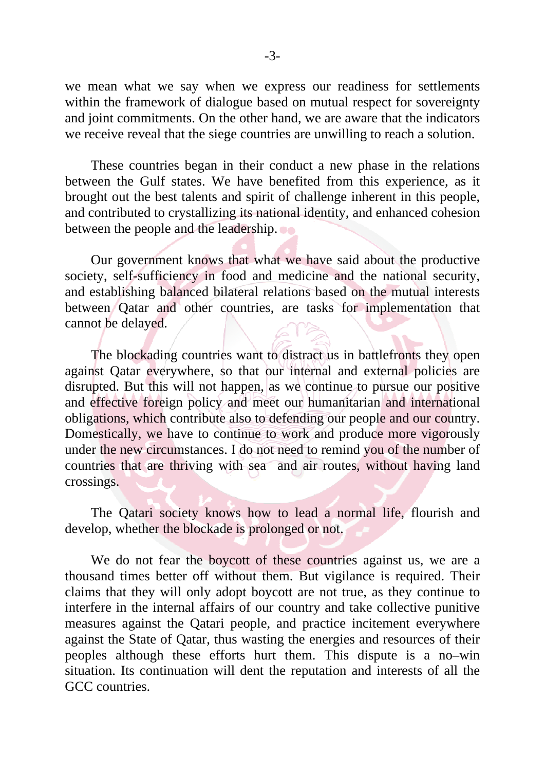we mean what we say when we express our readiness for settlements within the framework of dialogue based on mutual respect for sovereignty and joint commitments. On the other hand, we are aware that the indicators we receive reveal that the siege countries are unwilling to reach a solution.

These countries began in their conduct a new phase in the relations between the Gulf states. We have benefited from this experience, as it brought out the best talents and spirit of challenge inherent in this people, and contributed to crystallizing its national identity, and enhanced cohesion between the people and the leadership.

Our government knows that what we have said about the productive society, self-sufficiency in food and medicine and the national security, and establishing balanced bilateral relations based on the mutual interests between Qatar and other countries, are tasks for implementation that cannot be delayed.

The blockading countries want to distract us in battlefronts they open against Qatar everywhere, so that our internal and external policies are disrupted. But this will not happen, as we continue to pursue our positive and effective foreign policy and meet our humanitarian and international obligations, which contribute also to defending our people and our country. Domestically, we have to continue to work and produce more vigorously under the new circumstances. I do not need to remind you of the number of countries that are thriving with sea and air routes, without having land crossings.

The Qatari society knows how to lead a normal life, flourish and develop, whether the blockade is prolonged or not.

We do not fear the boycott of these countries against us, we are a thousand times better off without them. But vigilance is required. Their claims that they will only adopt boycott are not true, as they continue to interfere in the internal affairs of our country and take collective punitive measures against the Qatari people, and practice incitement everywhere against the State of Qatar, thus wasting the energies and resources of their peoples although these efforts hurt them. This dispute is a no–win situation. Its continuation will dent the reputation and interests of all the GCC countries.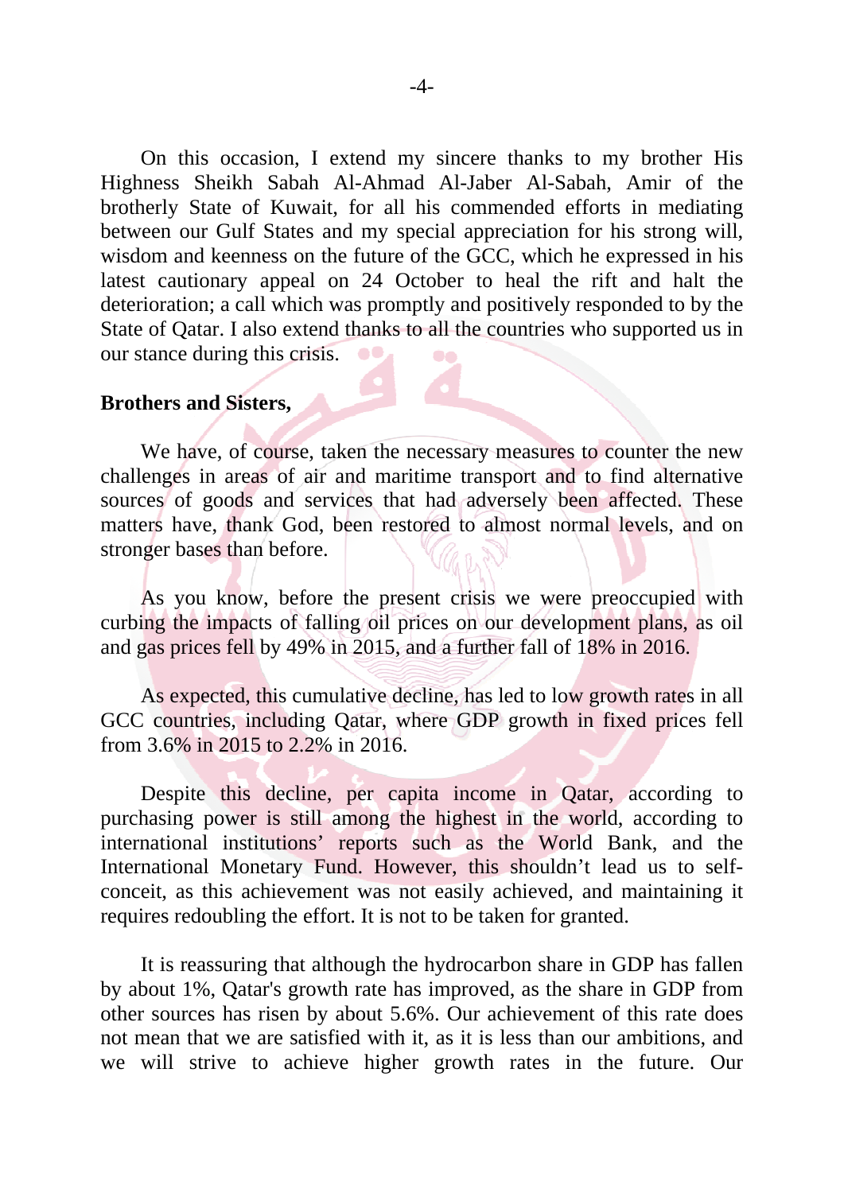On this occasion, I extend my sincere thanks to my brother His Highness Sheikh Sabah Al-Ahmad Al-Jaber Al-Sabah, Amir of the brotherly State of Kuwait, for all his commended efforts in mediating between our Gulf States and my special appreciation for his strong will, wisdom and keenness on the future of the GCC, which he expressed in his latest cautionary appeal on 24 October to heal the rift and halt the deterioration; a call which was promptly and positively responded to by the State of Qatar. I also extend thanks to all the countries who supported us in our stance during this crisis.

**Brothers and Sisters,**

We have, of course, taken the necessary measures to counter the new challenges in areas of air and maritime transport and to find alternative sources of goods and services that had adversely been affected. These matters have, thank God, been restored to almost normal levels, and on stronger bases than before.

As you know, before the present crisis we were preoccupied with curbing the impacts of falling oil prices on our development plans, as oil and gas prices fell by 49% in 2015, and a further fall of 18% in 2016.

As expected, this cumulative decline, has led to low growth rates in all GCC countries, including Qatar, where GDP growth in fixed prices fell from 3.6% in 2015 to 2.2% in 2016.

Despite this decline, per capita income in Qatar, according to purchasing power is still among the highest in the world, according to international institutions' reports such as the World Bank, and the International Monetary Fund. However, this shouldn't lead us to self-conceit, as this achievement was not easily achieved, and maintaining it requires redoubling the effort. It is not to be taken for granted.

It is reassuring that although the hydrocarbon share in GDP has fallen by about 1%, Qatar's growth rate has improved, as the share in GDP from other sources has risen by about 5.6%. Our achievement of this rate does not mean that we are satisfied with it, as it is less than our ambitions, and we will strive to achieve higher growth rates in the future. Our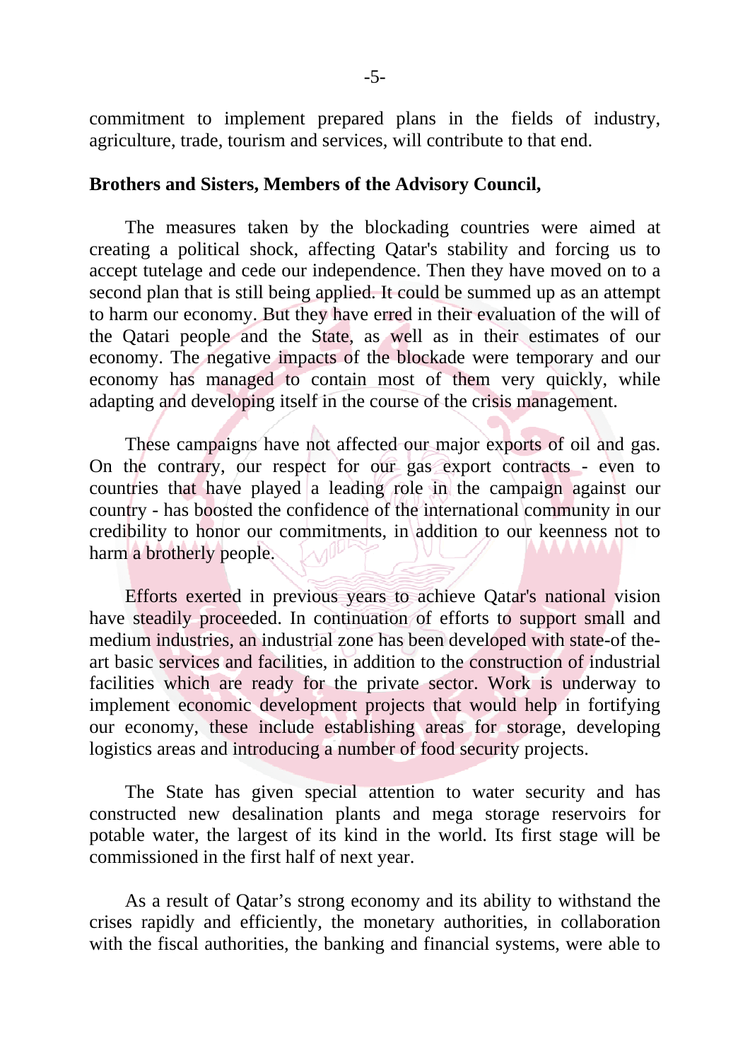commitment to implement prepared plans in the fields of industry, agriculture, trade, tourism and services, will contribute to that end.

**Brothers and Sisters, Members of the Advisory Council,**

The measures taken by the blockading countries were aimed at creating a political shock, affecting Qatar's stability and forcing us to accept tutelage and cede our independence. Then they have moved on to a second plan that is still being applied. It could be summed up as an attempt to harm our economy. But they have erred in their evaluation of the will of the Qatari people and the State, as well as in their estimates of our economy. The negative impacts of the blockade were temporary and our economy has managed to contain most of them very quickly, while adapting and developing itself in the course of the crisis management.

These campaigns have not affected our major exports of oil and gas. On the contrary, our respect for our gas export contracts - even to countries that have played a leading role in the campaign against our country - has boosted the confidence of the international community in our credibility to honor our commitments, in addition to our keenness not to harm a brotherly people.

Efforts exerted in previous years to achieve Qatar's national vision have steadily proceeded. In continuation of efforts to support small and medium industries, an industrial zone has been developed with state-of the-art basic services and facilities, in addition to the construction of industrial facilities which are ready for the private sector. Work is underway to implement economic development projects that would help in fortifying our economy, these include establishing areas for storage, developing logistics areas and introducing a number of food security projects.

The State has given special attention to water security and has constructed new desalination plants and mega storage reservoirs for potable water, the largest of its kind in the world. Its first stage will be commissioned in the first half of next year.

As a result of Qatar’s strong economy and its ability to withstand the crises rapidly and efficiently, the monetary authorities, in collaboration with the fiscal authorities, the banking and financial systems, were able to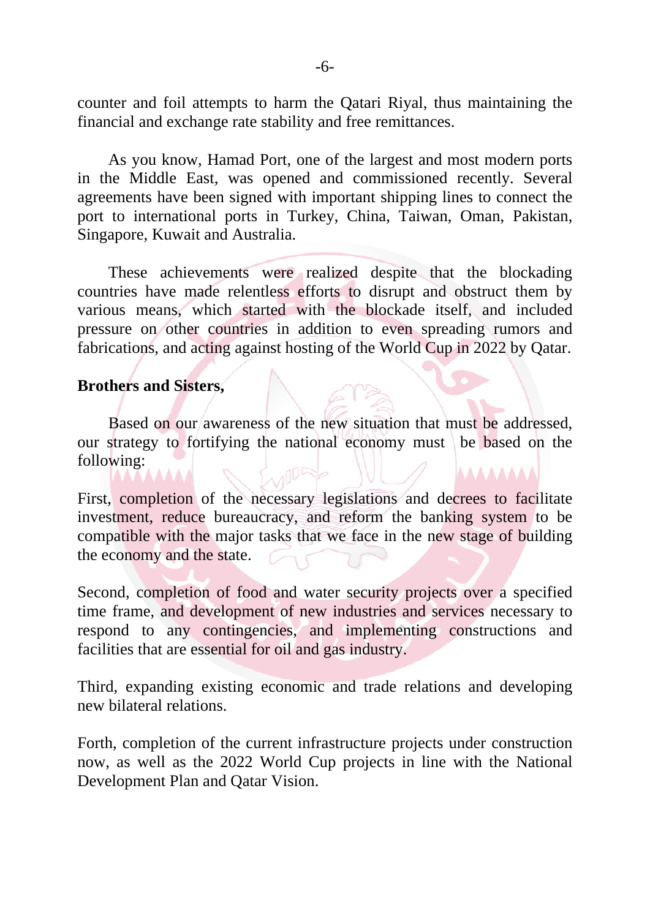counter and foil attempts to harm the Qatari Riyal, thus maintaining the financial and exchange rate stability and free remittances.

As you know, Hamad Port, one of the largest and most modern ports in the Middle East, was opened and commissioned recently. Several agreements have been signed with important shipping lines to connect the port to international ports in Turkey, China, Taiwan, Oman, Pakistan, Singapore, Kuwait and Australia.

These achievements were realized despite that the blockading countries have made relentless efforts to disrupt and obstruct them by various means, which started with the blockade itself, and included pressure on other countries in addition to even spreading rumors and fabrications, and acting against hosting of the World Cup in 2022 by Qatar.

**Brothers and Sisters,**

Based on our awareness of the new situation that must be addressed, our strategy to fortifying the national economy must be based on the following:

First, completion of the necessary legislations and decrees to facilitate investment, reduce bureaucracy, and reform the banking system to be compatible with the major tasks that we face in the new stage of building the economy and the state.

Second, completion of food and water security projects over a specified time frame, and development of new industries and services necessary to respond to any contingencies, and implementing constructions and facilities that are essential for oil and gas industry.

Third, expanding existing economic and trade relations and developing new bilateral relations.

Forth, completion of the current infrastructure projects under construction now, as well as the 2022 World Cup projects in line with the National Development Plan and Qatar Vision.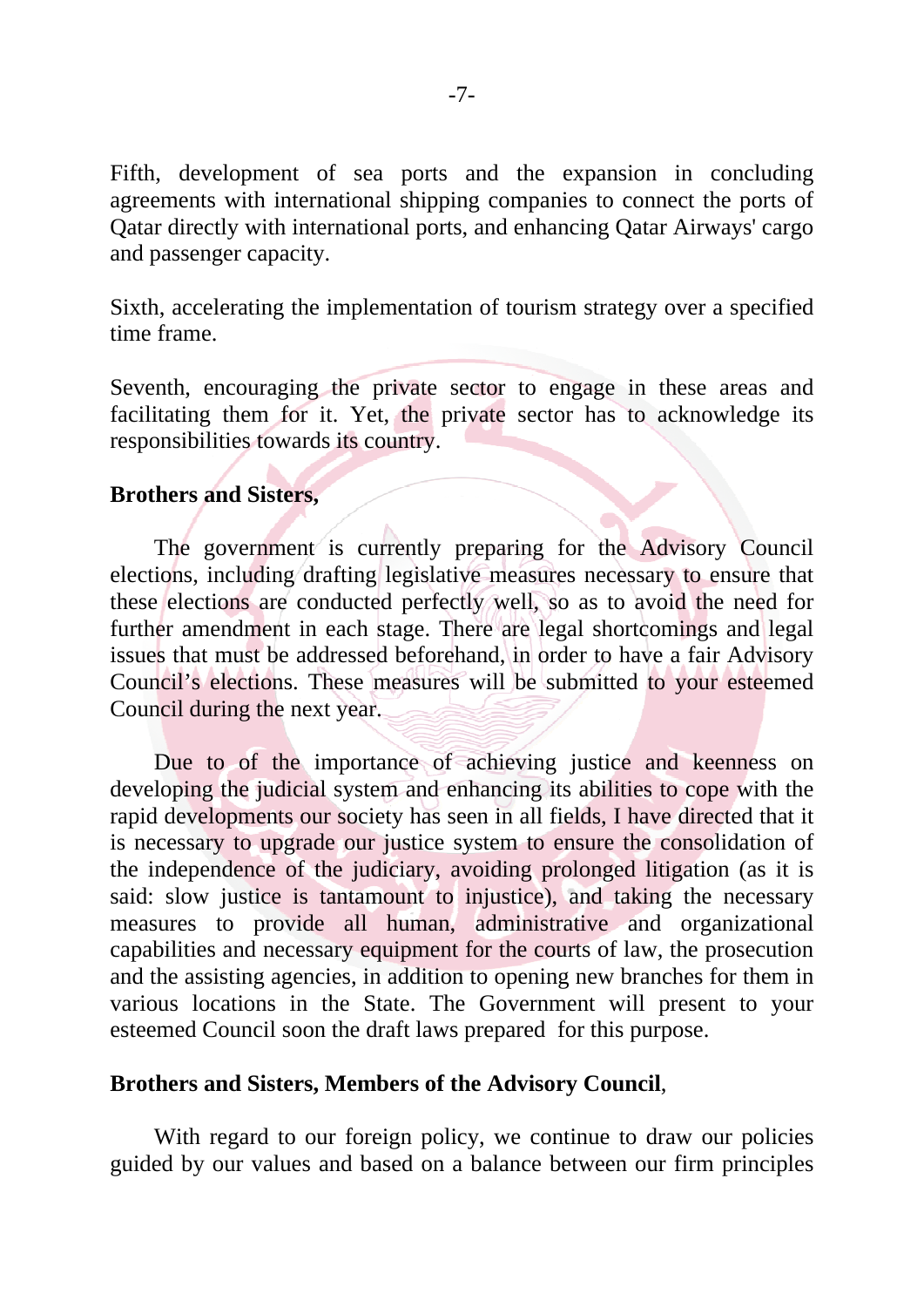Fifth, development of sea ports and the expansion in concluding agreements with international shipping companies to connect the ports of Qatar directly with international ports, and enhancing Qatar Airways' cargo and passenger capacity.

Sixth, accelerating the implementation of tourism strategy over a specified time frame.

Seventh, encouraging the private sector to engage in these areas and facilitating them for it. Yet, the private sector has to acknowledge its responsibilities towards its country.

**Brothers and Sisters,**

The government is currently preparing for the Advisory Council elections, including drafting legislative measures necessary to ensure that these elections are conducted perfectly well, so as to avoid the need for further amendment in each stage. There are legal shortcomings and legal issues that must be addressed beforehand, in order to have a fair Advisory Council's elections. These measures will be submitted to your esteemed Council during the next year.

Due to of the importance of achieving justice and keenness on developing the judicial system and enhancing its abilities to cope with the rapid developments our society has seen in all fields, I have directed that it is necessary to upgrade our justice system to ensure the consolidation of the independence of the judiciary, avoiding prolonged litigation (as it is said: slow justice is tantamount to injustice), and taking the necessary measures to provide all human, administrative and organizational capabilities and necessary equipment for the courts of law, the prosecution and the assisting agencies, in addition to opening new branches for them in various locations in the State. The Government will present to your esteemed Council soon the draft laws prepared for this purpose.

**Brothers and Sisters, Members of the Advisory Council**,

With regard to our foreign policy, we continue to draw our policies guided by our values and based on a balance between our firm principles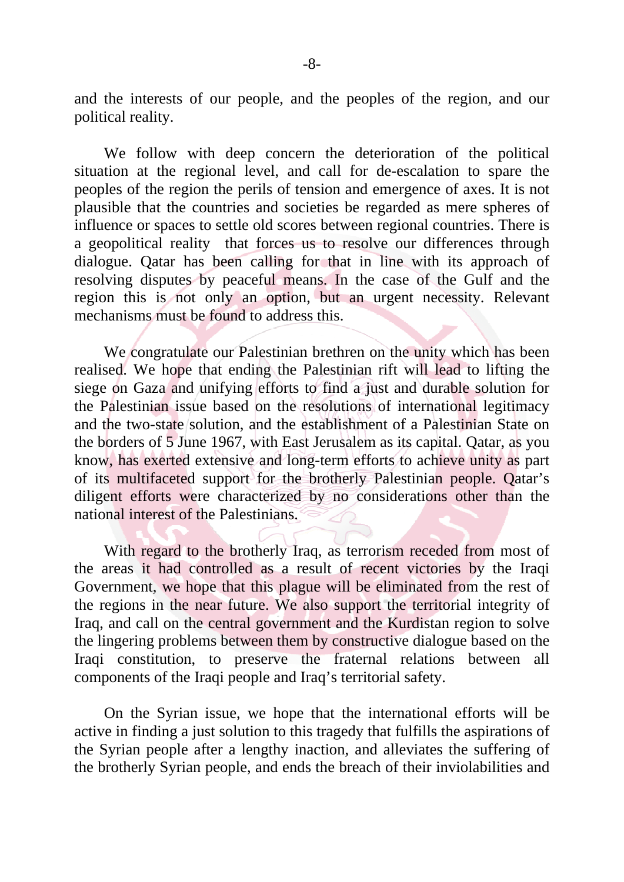and the interests of our people, and the peoples of the region, and our political reality.

We follow with deep concern the deterioration of the political situation at the regional level, and call for de-escalation to spare the peoples of the region the perils of tension and emergence of axes. It is not plausible that the countries and societies be regarded as mere spheres of influence or spaces to settle old scores between regional countries. There is a geopolitical reality that forces us to resolve our differences through dialogue. Qatar has been calling for that in line with its approach of resolving disputes by peaceful means. In the case of the Gulf and the region this is not only an option, but an urgent necessity. Relevant mechanisms must be found to address this.

We congratulate our Palestinian brethren on the unity which has been realised. We hope that ending the Palestinian rift will lead to lifting the siege on Gaza and unifying efforts to find a just and durable solution for the Palestinian issue based on the resolutions of international legitimacy and the two-state solution, and the establishment of a Palestinian State on the borders of 5 June 1967, with East Jerusalem as its capital. Qatar, as you know, has exerted extensive and long-term efforts to achieve unity as part of its multifaceted support for the brotherly Palestinian people. Qatar's diligent efforts were characterized by no considerations other than the national interest of the Palestinians.

With regard to the brotherly Iraq, as terrorism receded from most of the areas it had controlled as a result of recent victories by the Iraqi Government, we hope that this plague will be eliminated from the rest of the regions in the near future. We also support the territorial integrity of Iraq, and call on the central government and the Kurdistan region to solve the lingering problems between them by constructive dialogue based on the Iraqi constitution, to preserve the fraternal relations between all components of the Iraqi people and Iraq's territorial safety.

On the Syrian issue, we hope that the international efforts will be active in finding a just solution to this tragedy that fulfills the aspirations of the Syrian people after a lengthy inaction, and alleviates the suffering of the brotherly Syrian people, and ends the breach of their inviolabilities and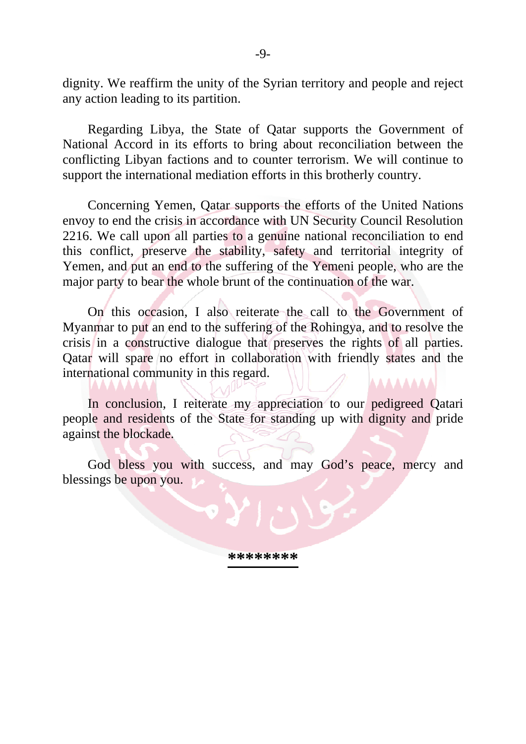dignity. We reaffirm the unity of the Syrian territory and people and reject any action leading to its partition.

Regarding Libya, the State of Qatar supports the Government of National Accord in its efforts to bring about reconciliation between the conflicting Libyan factions and to counter terrorism. We will continue to support the international mediation efforts in this brotherly country.

Concerning Yemen, Qatar supports the efforts of the United Nations envoy to end the crisis in accordance with UN Security Council Resolution 2216. We call upon all parties to a genuine national reconciliation to end this conflict, preserve the stability, safety and territorial integrity of Yemen, and put an end to the suffering of the Yemeni people, who are the major party to bear the whole brunt of the continuation of the war.

On this occasion, I also reiterate the call to the Government of Myanmar to put an end to the suffering of the Rohingya, and to resolve the crisis in a constructive dialogue that preserves the rights of all parties. Qatar will spare no effort in collaboration with friendly states and the international community in this regard.

In conclusion, I reiterate my appreciation to our pedigreed Qatari people and residents of the State for standing up with dignity and pride against the blockade.

God bless you with success, and may God's peace, mercy and blessings be upon you.

********